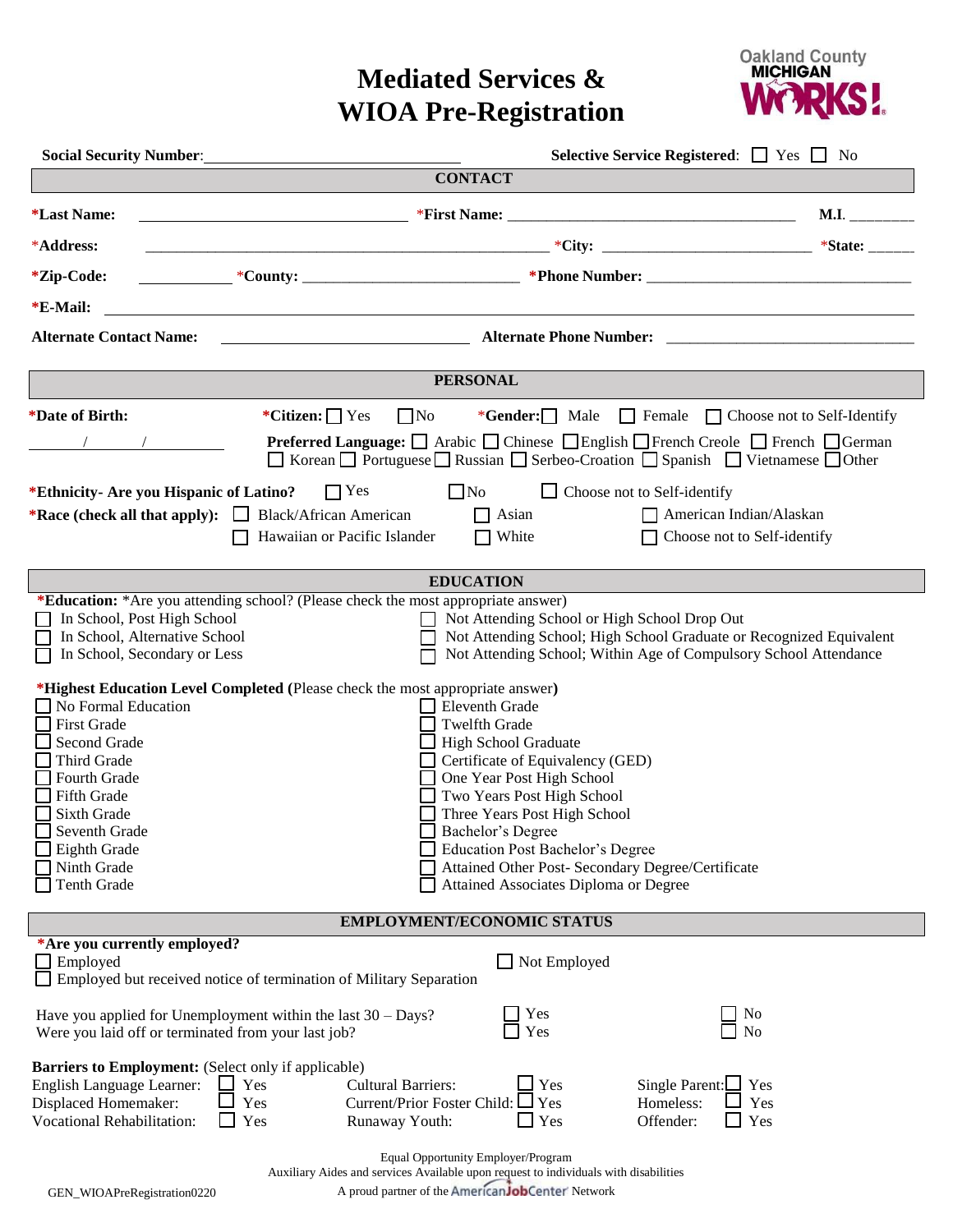# Mediated Services & WIOA Pre-Registration

Oakland County MICHIGAN WORKS!

**Social Security Number**: ______________________________ **Selective Service Registered**: ☐ Yes ☐ No

## CONTACT

***Last Name:** ______________________________ *__First Name:__ ______________________________ **M.I.** ________

*__Address:__ ______________________________ *__City:__ ______________________________ *__State:__ ______

***Zip-Code:** ____________ *__County:__ ______________________________ ***Phone Number:** ______________________________

***E-Mail:** ______________________________

**Alternate Contact Name:** ______________________________ **Alternate Phone Number:** ______________________________

## PERSONAL

***Date of Birth:** ____/____/________

***Citizen:** ☐ Yes ☐ No *__Gender:__ ☐ Male ☐ Female ☐ Choose not to Self-Identify

**Preferred Language:** ☐ Arabic ☐ Chinese ☐ English ☐ French Creole ☐ French ☐ German ☐ Korean ☐ Portuguese ☐ Russian ☐ Serbeo-Croation ☐ Spanish ☐ Vietnamese ☐ Other

***Ethnicity- Are you Hispanic of Latino?** ☐ Yes ☐ No ☐ Choose not to Self-identify

***Race (check all that apply):** ☐ Black/African American ☐ Asian ☐ American Indian/Alaskan ☐ Hawaiian or Pacific Islander ☐ White ☐ Choose not to Self-identify

## EDUCATION

***Education:** *Are you attending school? (Please check the most appropriate answer)

- ☐ In School, Post High School
- ☐ In School, Alternative School
- ☐ In School, Secondary or Less
- ☐ Not Attending School or High School Drop Out
- ☐ Not Attending School; High School Graduate or Recognized Equivalent
- ☐ Not Attending School; Within Age of Compulsory School Attendance

***Highest Education Level Completed** (Please check the most appropriate answer**)**

- ☐ No Formal Education
- ☐ First Grade
- ☐ Second Grade
- ☐ Third Grade
- ☐ Fourth Grade
- ☐ Fifth Grade
- ☐ Sixth Grade
- ☐ Seventh Grade
- ☐ Eighth Grade
- ☐ Ninth Grade
- ☐ Tenth Grade
- ☐ Eleventh Grade
- ☐ Twelfth Grade
- ☐ High School Graduate
- ☐ Certificate of Equivalency (GED)
- ☐ One Year Post High School
- ☐ Two Years Post High School
- ☐ Three Years Post High School
- ☐ Bachelor's Degree
- ☐ Education Post Bachelor's Degree
- ☐ Attained Other Post- Secondary Degree/Certificate
- ☐ Attained Associates Diploma or Degree

## EMPLOYMENT/ECONOMIC STATUS

***Are you currently employed?**

- ☐ Employed
- ☐ Employed but received notice of termination of Military Separation
- ☐ Not Employed

Have you applied for Unemployment within the last 30 – Days? ☐ Yes ☐ No

Were you laid off or terminated from your last job? ☐ Yes ☐ No

**Barriers to Employment:** (Select only if applicable)

| | | | | | |
|---|---|---|---|---|---|
| English Language Learner: | ☐ Yes | Cultural Barriers: | ☐ Yes | Single Parent: | ☐ Yes |
| Displaced Homemaker: | ☐ Yes | Current/Prior Foster Child: | ☐ Yes | Homeless: | ☐ Yes |
| Vocational Rehabilitation: | ☐ Yes | Runaway Youth: | ☐ Yes | Offender: | ☐ Yes |

Equal Opportunity Employer/Program
Auxiliary Aides and services Available upon request to individuals with disabilities
A proud partner of the AmericanJobCenter Network

GEN_WIOAPreRegistration0220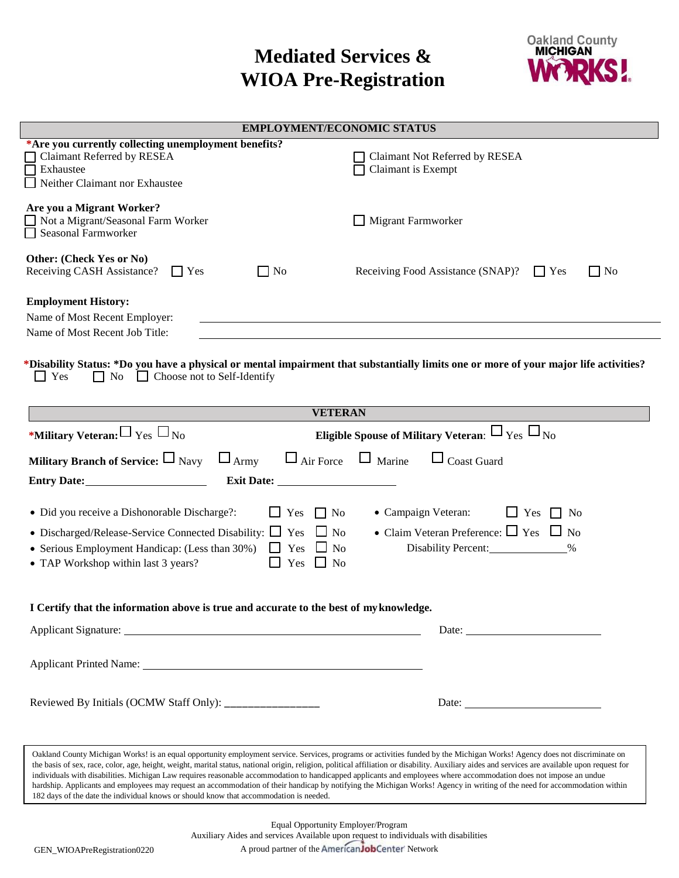# Mediated Services & WIOA Pre-Registration

Oakland County MICHIGAN WORKS!

## EMPLOYMENT/ECONOMIC STATUS

***Are you currently collecting unemployment benefits?**

☐ Claimant Referred by RESEA
☐ Claimant Not Referred by RESEA
☐ Exhaustee
☐ Claimant is Exempt
☐ Neither Claimant nor Exhaustee

**Are you a Migrant Worker?**

☐ Not a Migrant/Seasonal Farm Worker
☐ Migrant Farmworker
☐ Seasonal Farmworker

**Other: (Check Yes or No)**

Receiving CASH Assistance? ☐ Yes ☐ No

Receiving Food Assistance (SNAP)? ☐ Yes ☐ No

**Employment History:**

Name of Most Recent Employer: ____________________

Name of Most Recent Job Title: ____________________

***Disability Status: *Do you have a physical or mental impairment that substantially limits one or more of your major life activities?**

☐ Yes ☐ No ☐ Choose not to Self-Identify

## VETERAN

***Military Veteran:** ☐ Yes ☐ No

**Eligible Spouse of Military Veteran**: ☐ Yes ☐ No

**Military Branch of Service:** ☐ Navy ☐ Army ☐ Air Force ☐ Marine ☐ Coast Guard

**Entry Date:**____________________ **Exit Date:** ____________________

- Did you receive a Dishonorable Discharge?: ☐ Yes ☐ No
- Discharged/Release-Service Connected Disability: ☐ Yes ☐ No
- Serious Employment Handicap: (Less than 30%) ☐ Yes ☐ No
- TAP Workshop within last 3 years? ☐ Yes ☐ No
- Campaign Veteran: ☐ Yes ☐ No
- Claim Veteran Preference: ☐ Yes ☐ No
  Disability Percent:______________%

**I Certify that the information above is true and accurate to the best of my knowledge.**

Applicant Signature: ____________________ Date: ____________________

Applicant Printed Name: ____________________

Reviewed By Initials (OCMW Staff Only): ________________ Date: ____________________

Oakland County Michigan Works! is an equal opportunity employment service. Services, programs or activities funded by the Michigan Works! Agency does not discriminate on the basis of sex, race, color, age, height, weight, marital status, national origin, religion, political affiliation or disability. Auxiliary aides and services are available upon request for individuals with disabilities. Michigan Law requires reasonable accommodation to handicapped applicants and employees where accommodation does not impose an undue hardship. Applicants and employees may request an accommodation of their handicap by notifying the Michigan Works! Agency in writing of the need for accommodation within 182 days of the date the individual knows or should know that accommodation is needed.

Equal Opportunity Employer/Program
Auxiliary Aides and services Available upon request to individuals with disabilities
A proud partner of the AmericanJobCenter Network

GEN_WIOAPreRegistration0220